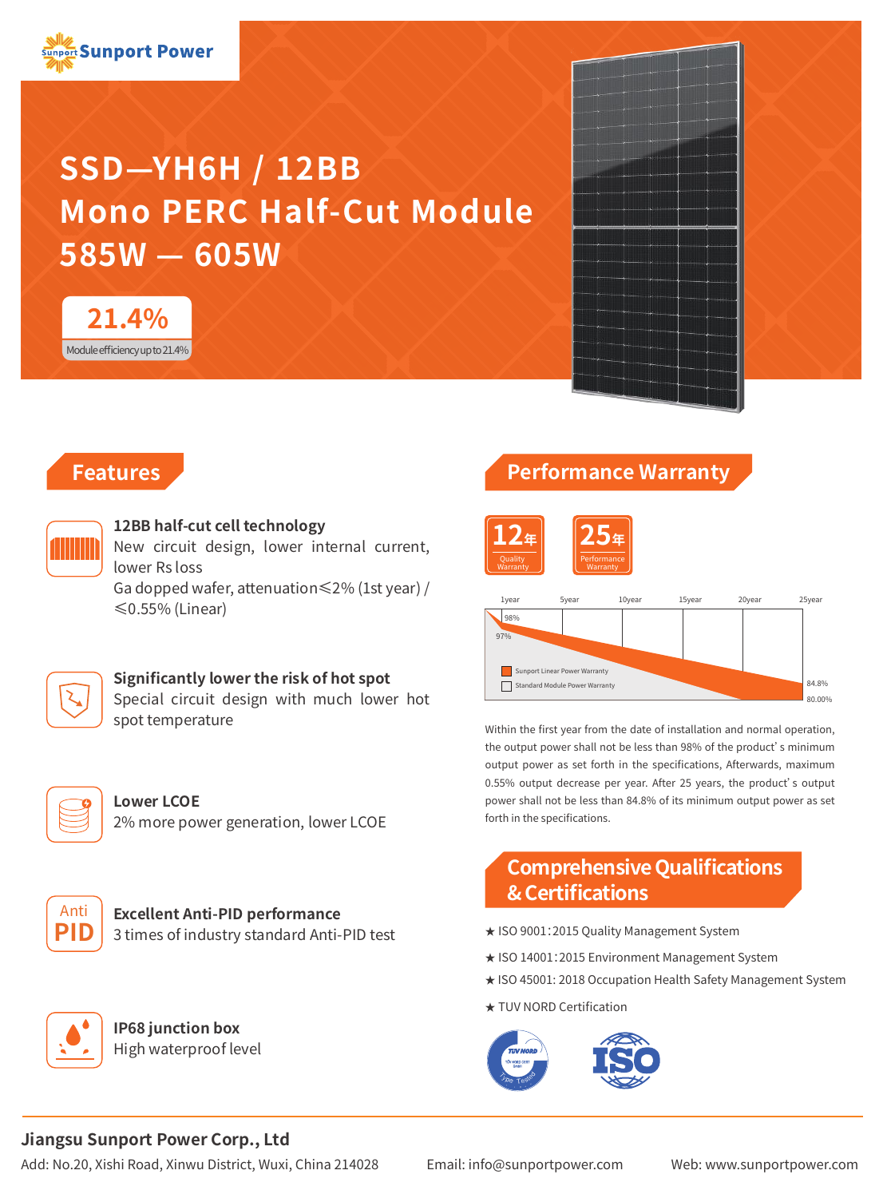Sunport Power

# SSD—YH6H / 12BB
# Mono PERC Half-Cut Module
# 585W — 605W

**21.4%**
Module efficiency up to 21.4%

## Features

**12BB half-cut cell technology**
New circuit design, lower internal current, lower Rs loss
Ga dopped wafer, attenuation≤2% (1st year) / ≤0.55% (Linear)

**Significantly lower the risk of hot spot**
Special circuit design with much lower hot spot temperature

**Lower LCOE**
2% more power generation, lower LCOE

**Excellent Anti-PID performance**
3 times of industry standard Anti-PID test

**IP68 junction box**
High waterproof level

## Performance Warranty

12年 Quality Warranty

25年 Performance Warranty

1year 5year 10year 15year 20year 25year

98% 97% 84.8% 80.00%

Sunport Linear Power Warranty

Standard Module Power Warranty

Within the first year from the date of installation and normal operation, the output power shall not be less than 98% of the product's minimum output power as set forth in the specifications, Afterwards, maximum 0.55% output decrease per year. After 25 years, the product's output power shall not be less than 84.8% of its minimum output power as set forth in the specifications.

## Comprehensive Qualifications & Certifications

★ ISO 9001:2015 Quality Management System

★ ISO 14001:2015 Environment Management System

★ ISO 45001: 2018 Occupation Health Safety Management System

★ TUV NORD Certification

**Jiangsu Sunport Power Corp., Ltd**

Add: No.20, Xishi Road, Xinwu District, Wuxi, China 214028

Email: info@sunportpower.com

Web: www.sunportpower.com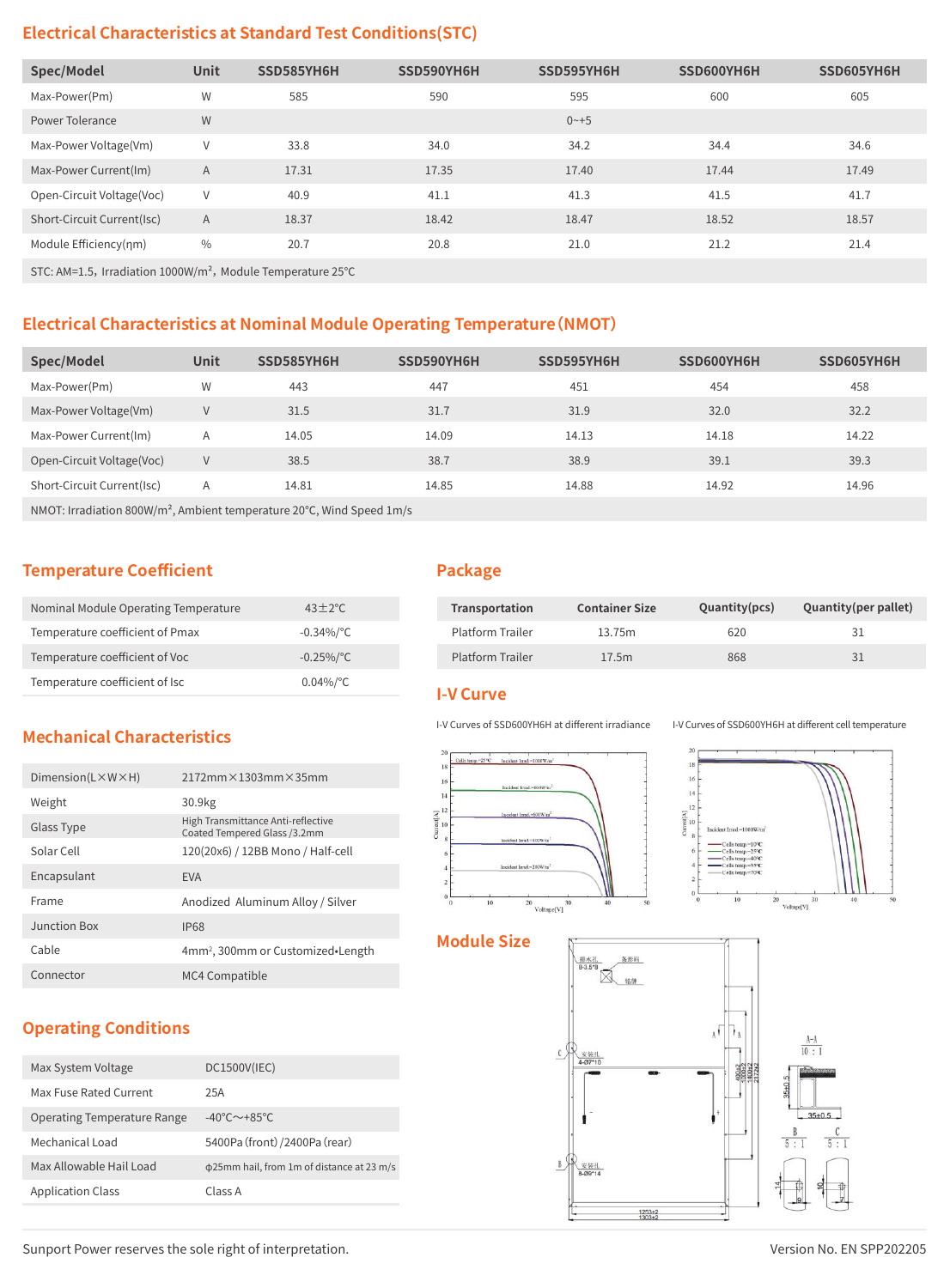## Electrical Characteristics at Standard Test Conditions(STC)

| Spec/Model | Unit | SSD585YH6H | SSD590YH6H | SSD595YH6H | SSD600YH6H | SSD605YH6H |
|---|---|---|---|---|---|---|
| Max-Power(Pm) | W | 585 | 590 | 595 | 600 | 605 |
| Power Tolerance | W | | | 0~+5 | | |
| Max-Power Voltage(Vm) | V | 33.8 | 34.0 | 34.2 | 34.4 | 34.6 |
| Max-Power Current(Im) | A | 17.31 | 17.35 | 17.40 | 17.44 | 17.49 |
| Open-Circuit Voltage(Voc) | V | 40.9 | 41.1 | 41.3 | 41.5 | 41.7 |
| Short-Circuit Current(Isc) | A | 18.37 | 18.42 | 18.47 | 18.52 | 18.57 |
| Module Efficiency(ηm) | % | 20.7 | 20.8 | 21.0 | 21.2 | 21.4 |

STC: AM=1.5, Irradiation 1000W/m², Module Temperature 25°C

## Electrical Characteristics at Nominal Module Operating Temperature (NMOT)

| Spec/Model | Unit | SSD585YH6H | SSD590YH6H | SSD595YH6H | SSD600YH6H | SSD605YH6H |
|---|---|---|---|---|---|---|
| Max-Power(Pm) | W | 443 | 447 | 451 | 454 | 458 |
| Max-Power Voltage(Vm) | V | 31.5 | 31.7 | 31.9 | 32.0 | 32.2 |
| Max-Power Current(Im) | A | 14.05 | 14.09 | 14.13 | 14.18 | 14.22 |
| Open-Circuit Voltage(Voc) | V | 38.5 | 38.7 | 38.9 | 39.1 | 39.3 |
| Short-Circuit Current(Isc) | A | 14.81 | 14.85 | 14.88 | 14.92 | 14.96 |

NMOT: Irradiation 800W/m², Ambient temperature 20°C, Wind Speed 1m/s

## Temperature Coefficient

| | |
|---|---|
| Nominal Module Operating Temperature | 43±2°C |
| Temperature coefficient of Pmax | -0.34%/°C |
| Temperature coefficient of Voc | -0.25%/°C |
| Temperature coefficient of Isc | 0.04%/°C |

## Mechanical Characteristics

| | |
|---|---|
| Dimension(L×W×H) | 2172mm×1303mm×35mm |
| Weight | 30.9kg |
| Glass Type | High Transmittance Anti-reflective Coated Tempered Glass /3.2mm |
| Solar Cell | 120(20x6) / 12BB Mono / Half-cell |
| Encapsulant | EVA |
| Frame | Anodized Aluminum Alloy / Silver |
| Junction Box | IP68 |
| Cable | 4mm², 300mm or Customized•Length |
| Connector | MC4 Compatible |

## Operating Conditions

| | |
|---|---|
| Max System Voltage | DC1500V(IEC) |
| Max Fuse Rated Current | 25A |
| Operating Temperature Range | -40°C~+85°C |
| Mechanical Load | 5400Pa (front) /2400Pa (rear) |
| Max Allowable Hail Load | φ25mm hail, from 1m of distance at 23 m/s |
| Application Class | Class A |

## Package

| Transportation | Container Size | Quantity(pcs) | Quantity(per pallet) |
|---|---|---|---|
| Platform Trailer | 13.75m | 620 | 31 |
| Platform Trailer | 17.5m | 868 | 31 |

## I-V Curve

I-V Curves of SSD600YH6H at different irradiance

Cells temp.=25°C
Incident Irrad.=1000W/m²
Incident Irrad.=800W/m²
Incident Irrad.=600W/m²
Incident Irrad.=400W/m²
Incident Irrad.=200W/m²
Current[A]
Voltage[V]

I-V Curves of SSD600YH6H at different cell temperature

Incident Irrad.=1000W/m²
Cells temp.=10°C
Cells temp.=25°C
Cells temp.=40°C
Cells temp.=55°C
Cells temp.=70°C
Current[A]
Voltage[V]

## Module Size

排水孔 8-3.5*8
条形码
铭牌
安装孔 4-Ø7*10
安装孔 8-Ø9*14
1253±2
1303±2
400±2
1300±2
1800±2
2172±2
A-A 10 : 1
35±0.5
35±0.5
B 5 : 1
C 5 : 1
14
10

Sunport Power reserves the sole right of interpretation.

Version No. EN SPP202205